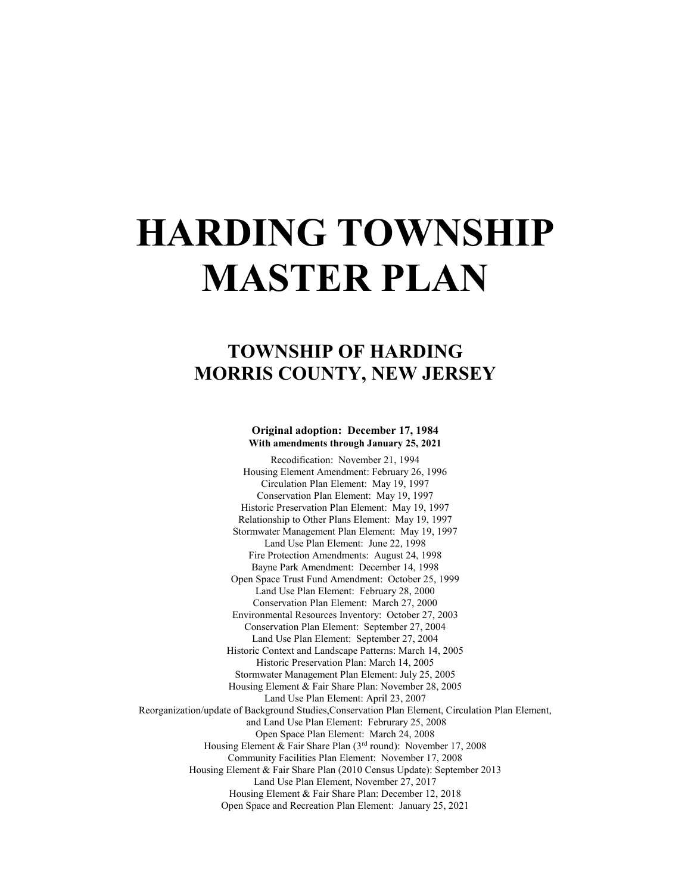# HARDING TOWNSHIP MASTER PLAN

## TOWNSHIP OF HARDING
## MORRIS COUNTY, NEW JERSEY

**Original adoption: December 17, 1984**
**With amendments through January 25, 2021**

Recodification: November 21, 1994
Housing Element Amendment: February 26, 1996
Circulation Plan Element: May 19, 1997
Conservation Plan Element: May 19, 1997
Historic Preservation Plan Element: May 19, 1997
Relationship to Other Plans Element: May 19, 1997
Stormwater Management Plan Element: May 19, 1997
Land Use Plan Element: June 22, 1998
Fire Protection Amendments: August 24, 1998
Bayne Park Amendment: December 14, 1998
Open Space Trust Fund Amendment: October 25, 1999
Land Use Plan Element: February 28, 2000
Conservation Plan Element: March 27, 2000
Environmental Resources Inventory: October 27, 2003
Conservation Plan Element: September 27, 2004
Land Use Plan Element: September 27, 2004
Historic Context and Landscape Patterns: March 14, 2005
Historic Preservation Plan: March 14, 2005
Stormwater Management Plan Element: July 25, 2005
Housing Element & Fair Share Plan: November 28, 2005
Land Use Plan Element: April 23, 2007
Reorganization/update of Background Studies,Conservation Plan Element, Circulation Plan Element, and Land Use Plan Element: Februrary 25, 2008
Open Space Plan Element: March 24, 2008
Housing Element & Fair Share Plan (3rd round): November 17, 2008
Community Facilities Plan Element: November 17, 2008
Housing Element & Fair Share Plan (2010 Census Update): September 2013
Land Use Plan Element, November 27, 2017
Housing Element & Fair Share Plan: December 12, 2018
Open Space and Recreation Plan Element: January 25, 2021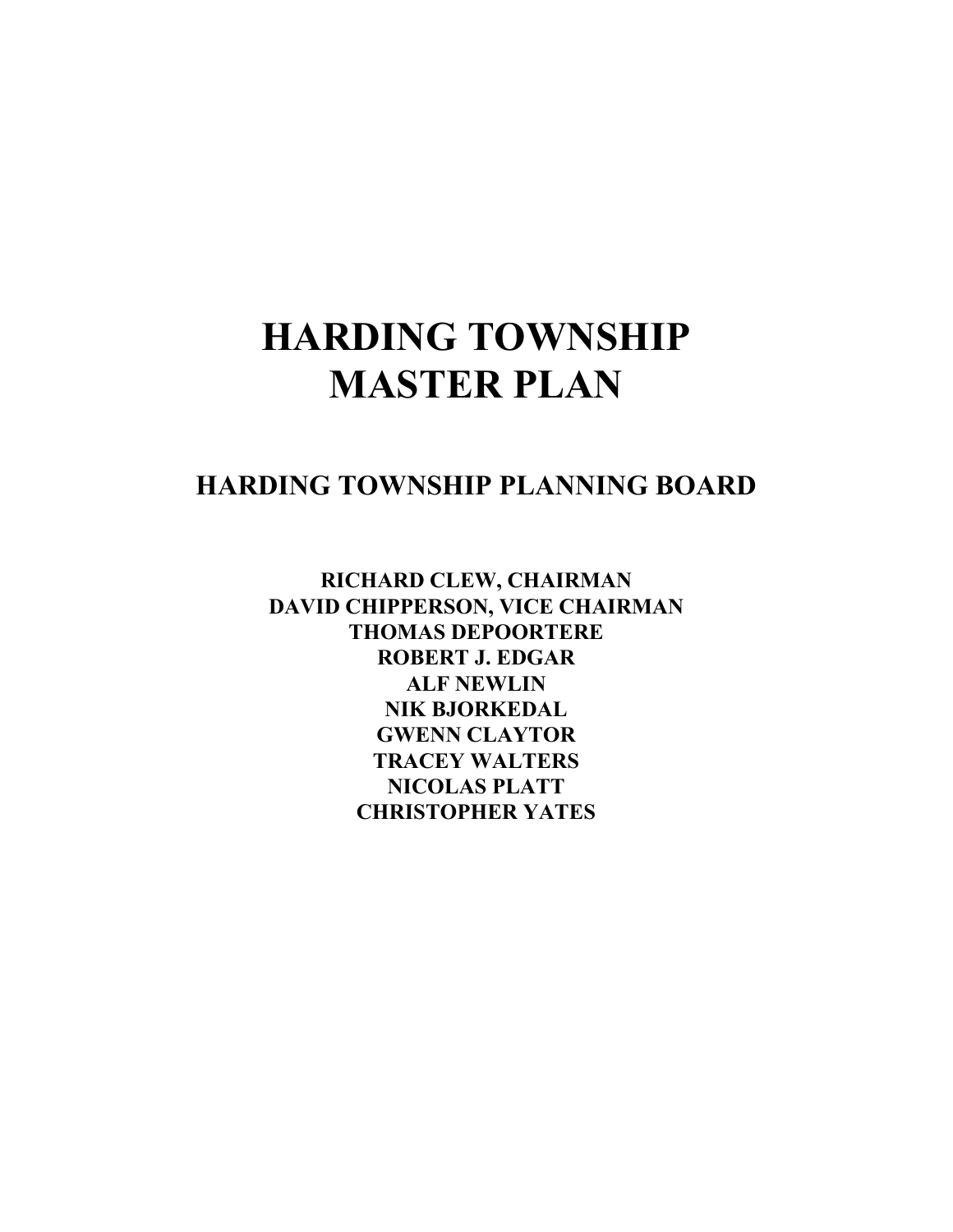# HARDING TOWNSHIP MASTER PLAN

## HARDING TOWNSHIP PLANNING BOARD

**RICHARD CLEW, CHAIRMAN**
**DAVID CHIPPERSON, VICE CHAIRMAN**
**THOMAS DEPOORTERE**
**ROBERT J. EDGAR**
**ALF NEWLIN**
**NIK BJORKEDAL**
**GWENN CLAYTOR**
**TRACEY WALTERS**
**NICOLAS PLATT**
**CHRISTOPHER YATES**